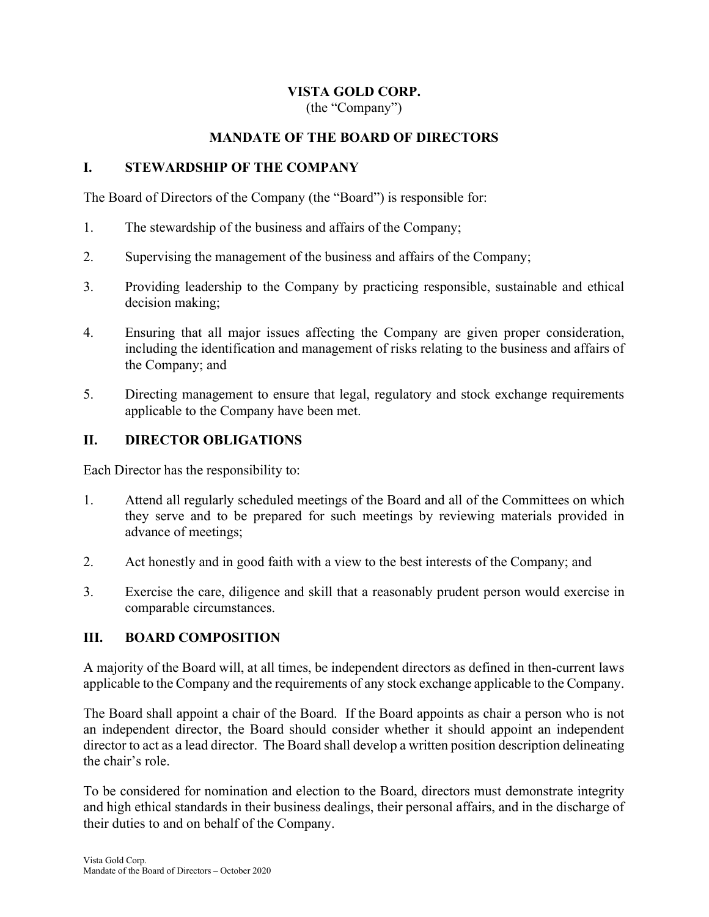# VISTA GOLD CORP.

(the "Company")

## MANDATE OF THE BOARD OF DIRECTORS

### I. STEWARDSHIP OF THE COMPANY

The Board of Directors of the Company (the "Board") is responsible for:

1. The stewardship of the business and affairs of the Company;
2. Supervising the management of the business and affairs of the Company;
3. Providing leadership to the Company by practicing responsible, sustainable and ethical decision making;
4. Ensuring that all major issues affecting the Company are given proper consideration, including the identification and management of risks relating to the business and affairs of the Company; and
5. Directing management to ensure that legal, regulatory and stock exchange requirements applicable to the Company have been met.

### II. DIRECTOR OBLIGATIONS

Each Director has the responsibility to:

1. Attend all regularly scheduled meetings of the Board and all of the Committees on which they serve and to be prepared for such meetings by reviewing materials provided in advance of meetings;
2. Act honestly and in good faith with a view to the best interests of the Company; and
3. Exercise the care, diligence and skill that a reasonably prudent person would exercise in comparable circumstances.

### III. BOARD COMPOSITION

A majority of the Board will, at all times, be independent directors as defined in then-current laws applicable to the Company and the requirements of any stock exchange applicable to the Company.

The Board shall appoint a chair of the Board. If the Board appoints as chair a person who is not an independent director, the Board should consider whether it should appoint an independent director to act as a lead director. The Board shall develop a written position description delineating the chair's role.

To be considered for nomination and election to the Board, directors must demonstrate integrity and high ethical standards in their business dealings, their personal affairs, and in the discharge of their duties to and on behalf of the Company.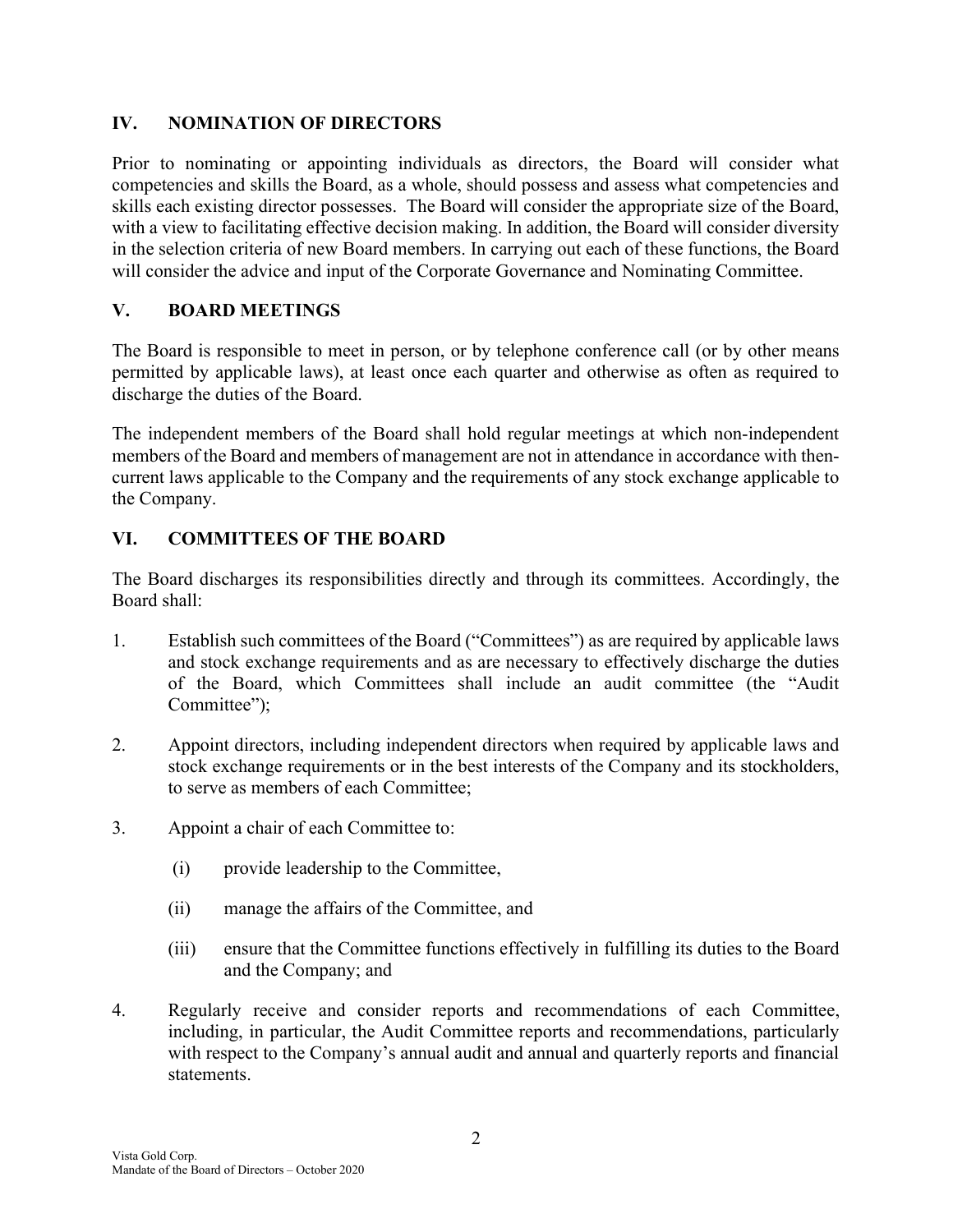## IV. NOMINATION OF DIRECTORS

Prior to nominating or appointing individuals as directors, the Board will consider what competencies and skills the Board, as a whole, should possess and assess what competencies and skills each existing director possesses. The Board will consider the appropriate size of the Board, with a view to facilitating effective decision making. In addition, the Board will consider diversity in the selection criteria of new Board members. In carrying out each of these functions, the Board will consider the advice and input of the Corporate Governance and Nominating Committee.

## V. BOARD MEETINGS

The Board is responsible to meet in person, or by telephone conference call (or by other means permitted by applicable laws), at least once each quarter and otherwise as often as required to discharge the duties of the Board.

The independent members of the Board shall hold regular meetings at which non-independent members of the Board and members of management are not in attendance in accordance with then-current laws applicable to the Company and the requirements of any stock exchange applicable to the Company.

## VI. COMMITTEES OF THE BOARD

The Board discharges its responsibilities directly and through its committees. Accordingly, the Board shall:

1. Establish such committees of the Board ("Committees") as are required by applicable laws and stock exchange requirements and as are necessary to effectively discharge the duties of the Board, which Committees shall include an audit committee (the "Audit Committee");

2. Appoint directors, including independent directors when required by applicable laws and stock exchange requirements or in the best interests of the Company and its stockholders, to serve as members of each Committee;

3. Appoint a chair of each Committee to:

   (i) provide leadership to the Committee,

   (ii) manage the affairs of the Committee, and

   (iii) ensure that the Committee functions effectively in fulfilling its duties to the Board and the Company; and

4. Regularly receive and consider reports and recommendations of each Committee, including, in particular, the Audit Committee reports and recommendations, particularly with respect to the Company's annual audit and annual and quarterly reports and financial statements.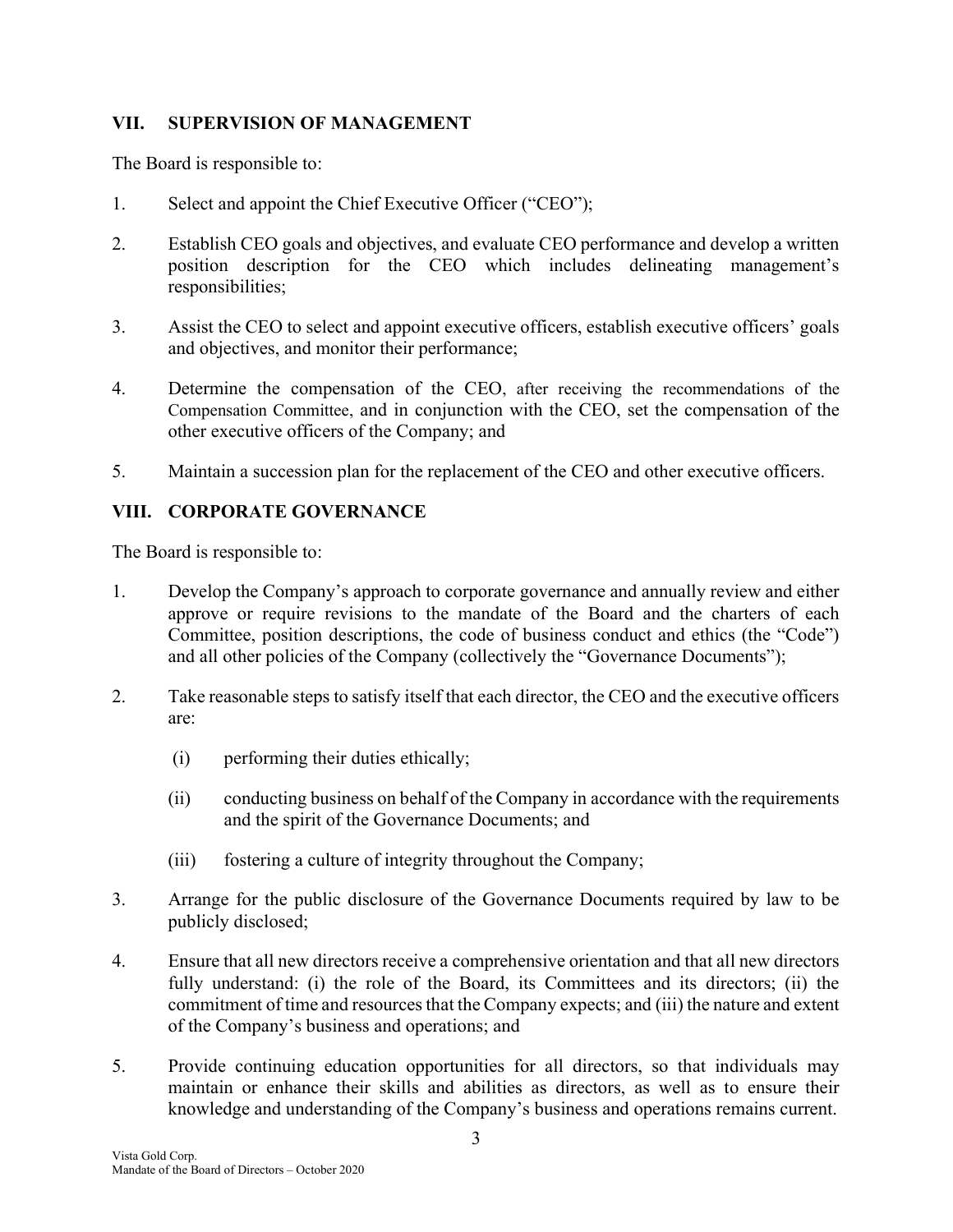## VII. SUPERVISION OF MANAGEMENT

The Board is responsible to:

1. Select and appoint the Chief Executive Officer ("CEO");
2. Establish CEO goals and objectives, and evaluate CEO performance and develop a written position description for the CEO which includes delineating management's responsibilities;
3. Assist the CEO to select and appoint executive officers, establish executive officers' goals and objectives, and monitor their performance;
4. Determine the compensation of the CEO, after receiving the recommendations of the Compensation Committee, and in conjunction with the CEO, set the compensation of the other executive officers of the Company; and
5. Maintain a succession plan for the replacement of the CEO and other executive officers.

## VIII. CORPORATE GOVERNANCE

The Board is responsible to:

1. Develop the Company's approach to corporate governance and annually review and either approve or require revisions to the mandate of the Board and the charters of each Committee, position descriptions, the code of business conduct and ethics (the "Code") and all other policies of the Company (collectively the "Governance Documents");
2. Take reasonable steps to satisfy itself that each director, the CEO and the executive officers are:
   - (i) performing their duties ethically;
   - (ii) conducting business on behalf of the Company in accordance with the requirements and the spirit of the Governance Documents; and
   - (iii) fostering a culture of integrity throughout the Company;
3. Arrange for the public disclosure of the Governance Documents required by law to be publicly disclosed;
4. Ensure that all new directors receive a comprehensive orientation and that all new directors fully understand: (i) the role of the Board, its Committees and its directors; (ii) the commitment of time and resources that the Company expects; and (iii) the nature and extent of the Company's business and operations; and
5. Provide continuing education opportunities for all directors, so that individuals may maintain or enhance their skills and abilities as directors, as well as to ensure their knowledge and understanding of the Company's business and operations remains current.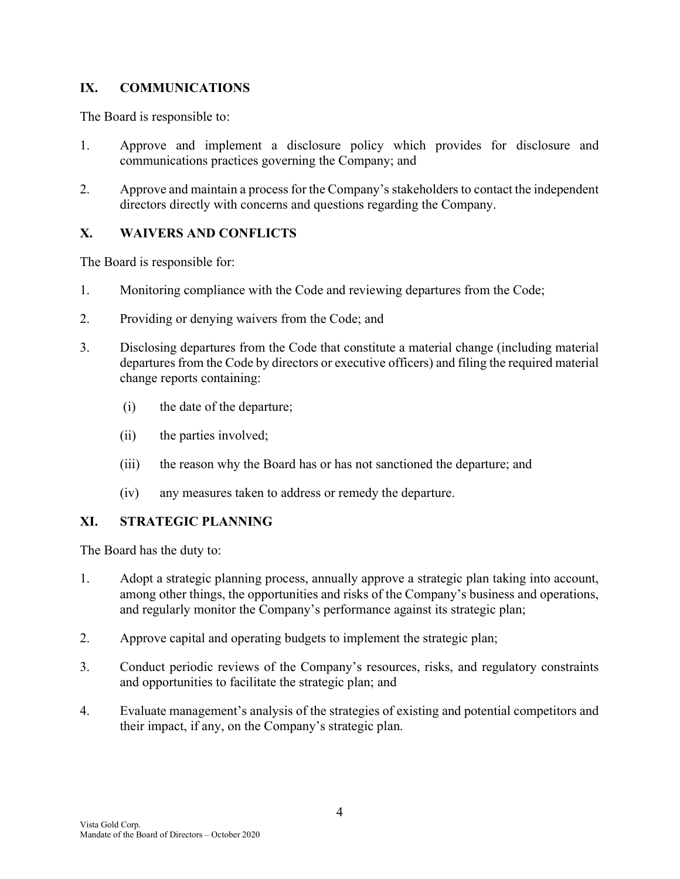## IX. COMMUNICATIONS

The Board is responsible to:

1. Approve and implement a disclosure policy which provides for disclosure and communications practices governing the Company; and

2. Approve and maintain a process for the Company's stakeholders to contact the independent directors directly with concerns and questions regarding the Company.

## X. WAIVERS AND CONFLICTS

The Board is responsible for:

1. Monitoring compliance with the Code and reviewing departures from the Code;

2. Providing or denying waivers from the Code; and

3. Disclosing departures from the Code that constitute a material change (including material departures from the Code by directors or executive officers) and filing the required material change reports containing:

   (i) the date of the departure;

   (ii) the parties involved;

   (iii) the reason why the Board has or has not sanctioned the departure; and

   (iv) any measures taken to address or remedy the departure.

## XI. STRATEGIC PLANNING

The Board has the duty to:

1. Adopt a strategic planning process, annually approve a strategic plan taking into account, among other things, the opportunities and risks of the Company's business and operations, and regularly monitor the Company's performance against its strategic plan;

2. Approve capital and operating budgets to implement the strategic plan;

3. Conduct periodic reviews of the Company's resources, risks, and regulatory constraints and opportunities to facilitate the strategic plan; and

4. Evaluate management's analysis of the strategies of existing and potential competitors and their impact, if any, on the Company's strategic plan.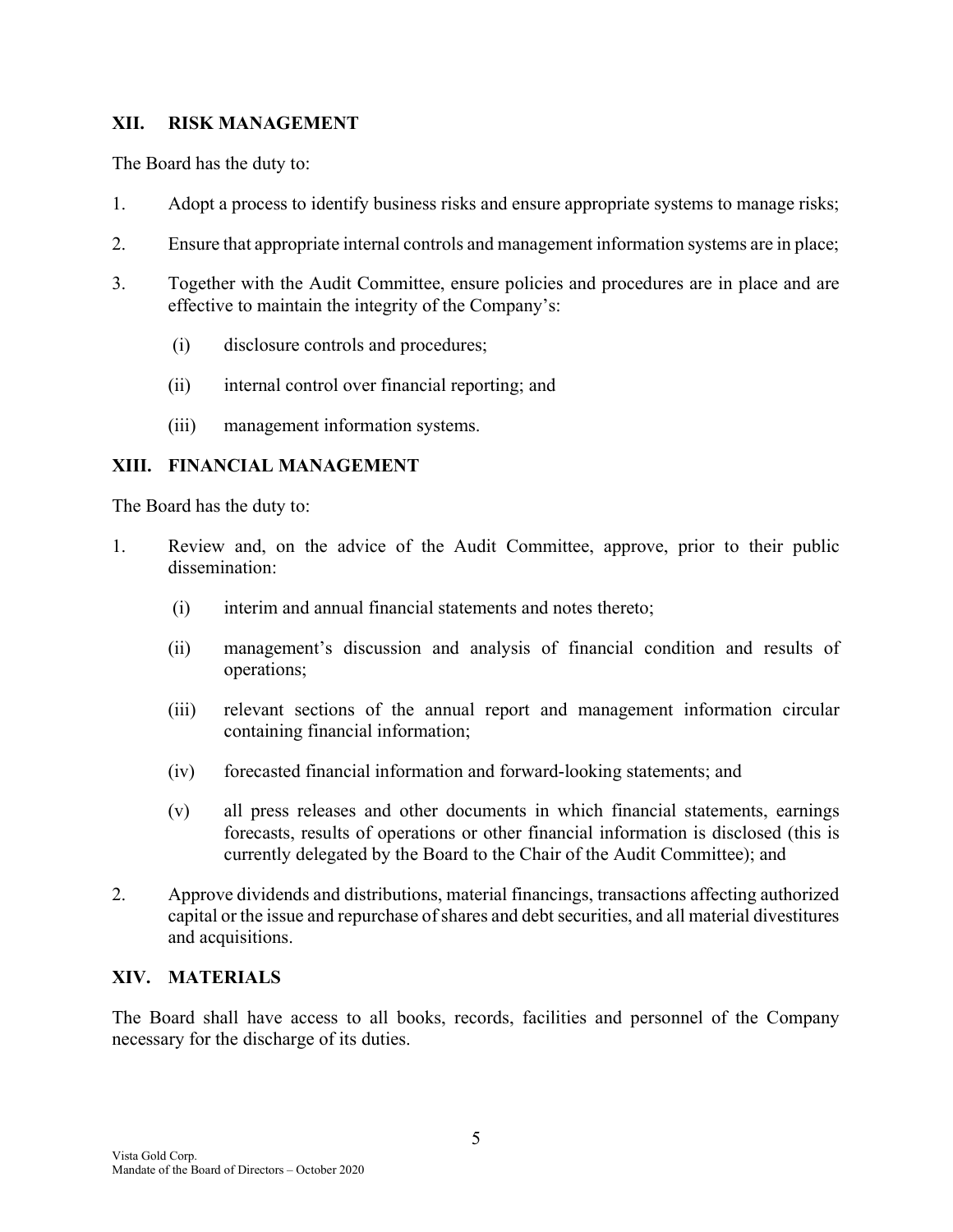## XII. RISK MANAGEMENT

The Board has the duty to:

1. Adopt a process to identify business risks and ensure appropriate systems to manage risks;
2. Ensure that appropriate internal controls and management information systems are in place;
3. Together with the Audit Committee, ensure policies and procedures are in place and are effective to maintain the integrity of the Company's:
   - (i) disclosure controls and procedures;
   - (ii) internal control over financial reporting; and
   - (iii) management information systems.

## XIII. FINANCIAL MANAGEMENT

The Board has the duty to:

1. Review and, on the advice of the Audit Committee, approve, prior to their public dissemination:
   - (i) interim and annual financial statements and notes thereto;
   - (ii) management's discussion and analysis of financial condition and results of operations;
   - (iii) relevant sections of the annual report and management information circular containing financial information;
   - (iv) forecasted financial information and forward-looking statements; and
   - (v) all press releases and other documents in which financial statements, earnings forecasts, results of operations or other financial information is disclosed (this is currently delegated by the Board to the Chair of the Audit Committee); and
2. Approve dividends and distributions, material financings, transactions affecting authorized capital or the issue and repurchase of shares and debt securities, and all material divestitures and acquisitions.

## XIV. MATERIALS

The Board shall have access to all books, records, facilities and personnel of the Company necessary for the discharge of its duties.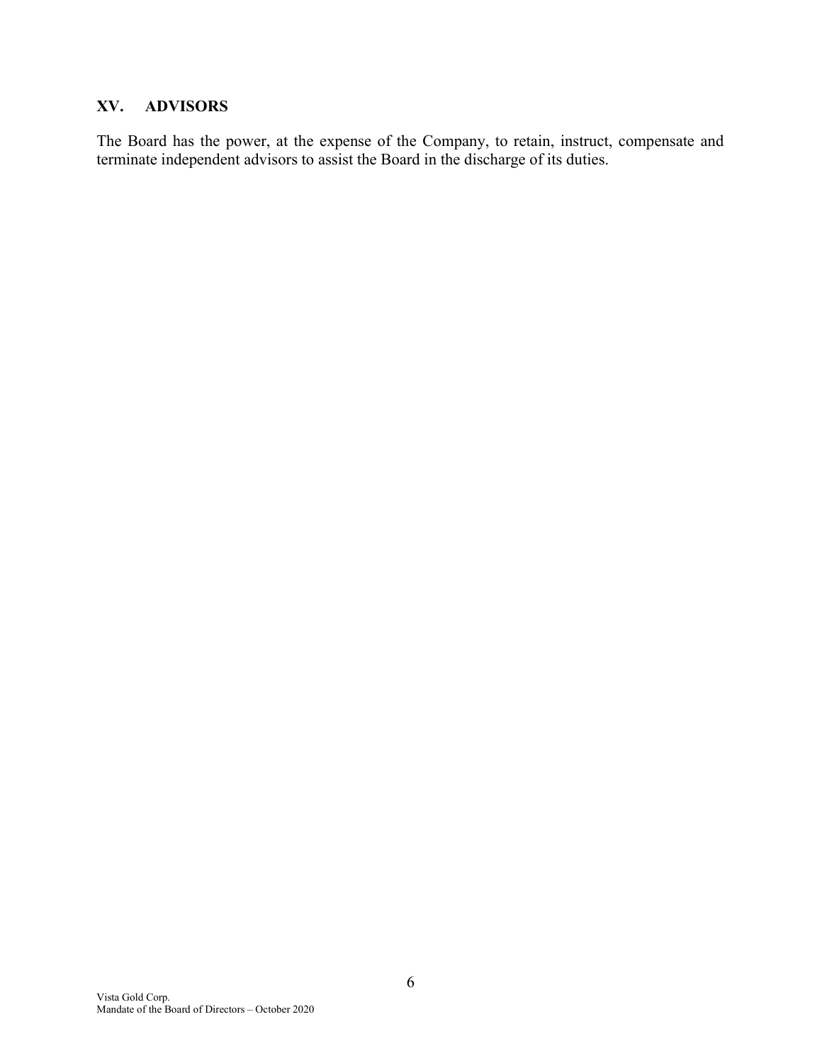## XV. ADVISORS

The Board has the power, at the expense of the Company, to retain, instruct, compensate and terminate independent advisors to assist the Board in the discharge of its duties.